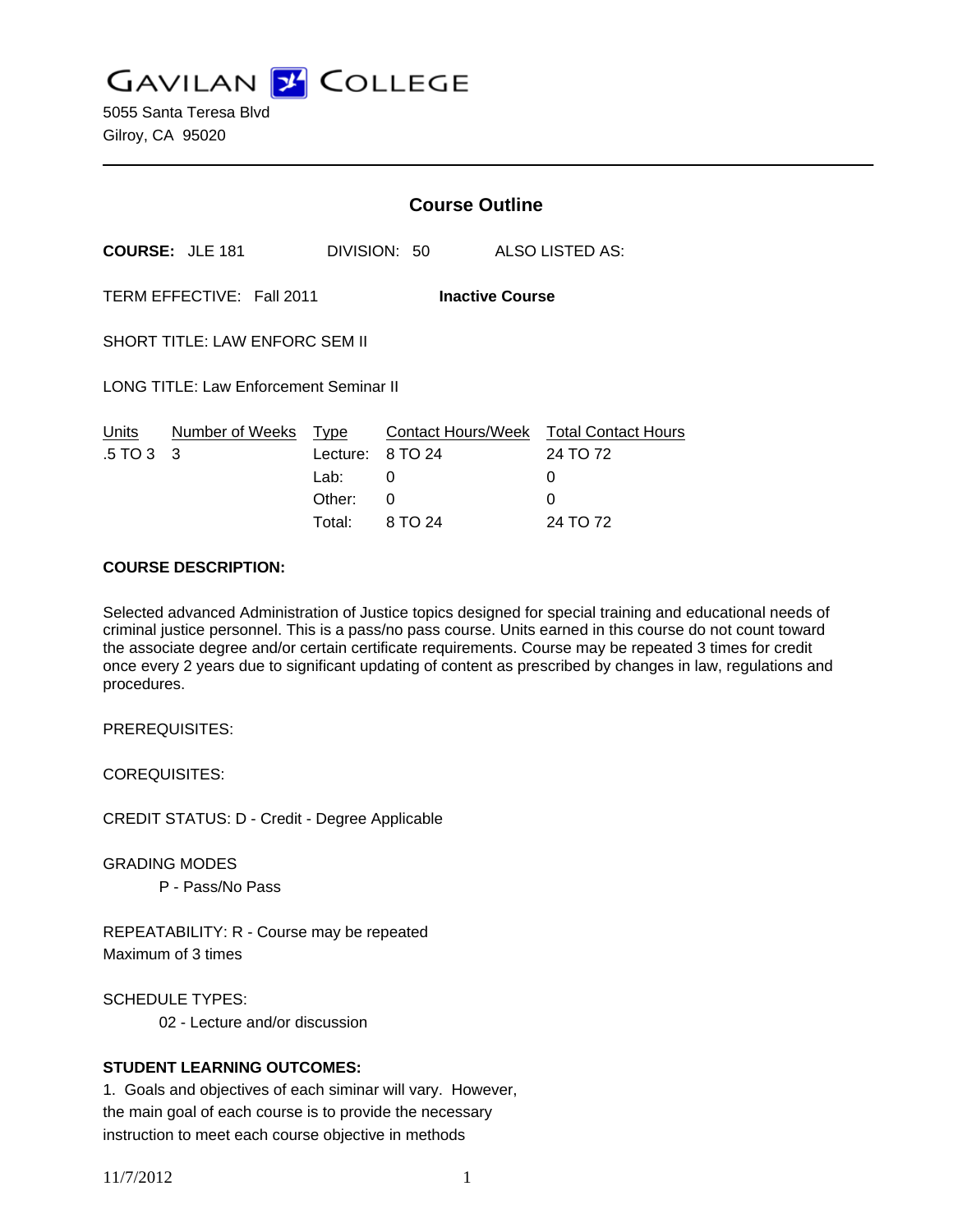# GAVILAN COLLEGE

5055 Santa Teresa Blvd
Gilroy, CA 95020

---

## Course Outline

**COURSE:** JLE 181 DIVISION: 50 ALSO LISTED AS:

TERM EFFECTIVE: Fall 2011 **Inactive Course**

SHORT TITLE: LAW ENFORC SEM II

LONG TITLE: Law Enforcement Seminar II

| Units | Number of Weeks | Type | Contact Hours/Week | Total Contact Hours |
|---|---|---|---|---|
| .5 TO 3 | 3 | Lecture: | 8 TO 24 | 24 TO 72 |
| | | Lab: | 0 | 0 |
| | | Other: | 0 | 0 |
| | | Total: | 8 TO 24 | 24 TO 72 |

**COURSE DESCRIPTION:**

Selected advanced Administration of Justice topics designed for special training and educational needs of criminal justice personnel. This is a pass/no pass course. Units earned in this course do not count toward the associate degree and/or certain certificate requirements. Course may be repeated 3 times for credit once every 2 years due to significant updating of content as prescribed by changes in law, regulations and procedures.

PREREQUISITES:

COREQUISITES:

CREDIT STATUS: D - Credit - Degree Applicable

GRADING MODES

P - Pass/No Pass

REPEATABILITY: R - Course may be repeated
Maximum of 3 times

SCHEDULE TYPES:

02 - Lecture and/or discussion

**STUDENT LEARNING OUTCOMES:**

1. Goals and objectives of each siminar will vary. However, the main goal of each course is to provide the necessary instruction to meet each course objective in methods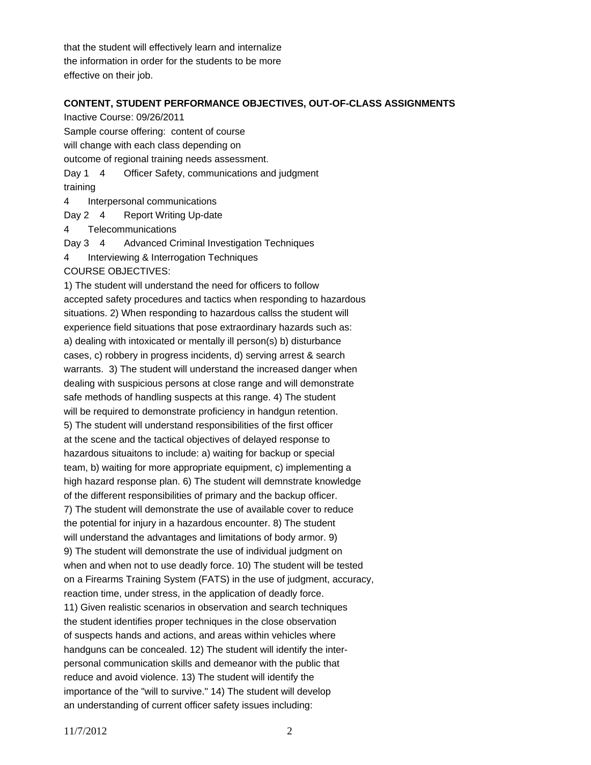that the student will effectively learn and internalize the information in order for the students to be more effective on their job.

**CONTENT, STUDENT PERFORMANCE OBJECTIVES, OUT-OF-CLASS ASSIGNMENTS**

Inactive Course: 09/26/2011

Sample course offering: content of course will change with each class depending on outcome of regional training needs assessment.

Day 1 4 Officer Safety, communications and judgment training

4 Interpersonal communications

Day 2 4 Report Writing Up-date

4 Telecommunications

Day 3 4 Advanced Criminal Investigation Techniques

4 Interviewing & Interrogation Techniques

COURSE OBJECTIVES:

1) The student will understand the need for officers to follow accepted safety procedures and tactics when responding to hazardous situations. 2) When responding to hazardous callss the student will experience field situations that pose extraordinary hazards such as: a) dealing with intoxicated or mentally ill person(s) b) disturbance cases, c) robbery in progress incidents, d) serving arrest & search warrants. 3) The student will understand the increased danger when dealing with suspicious persons at close range and will demonstrate safe methods of handling suspects at this range. 4) The student will be required to demonstrate proficiency in handgun retention. 5) The student will understand responsibilities of the first officer at the scene and the tactical objectives of delayed response to hazardous situaitons to include: a) waiting for backup or special team, b) waiting for more appropriate equipment, c) implementing a high hazard response plan. 6) The student will demnstrate knowledge of the different responsibilities of primary and the backup officer. 7) The student will demonstrate the use of available cover to reduce the potential for injury in a hazardous encounter. 8) The student will understand the advantages and limitations of body armor. 9) 9) The student will demonstrate the use of individual judgment on when and when not to use deadly force. 10) The student will be tested on a Firearms Training System (FATS) in the use of judgment, accuracy, reaction time, under stress, in the application of deadly force. 11) Given realistic scenarios in observation and search techniques the student identifies proper techniques in the close observation of suspects hands and actions, and areas within vehicles where handguns can be concealed. 12) The student will identify the inter-personal communication skills and demeanor with the public that reduce and avoid violence. 13) The student will identify the importance of the "will to survive." 14) The student will develop an understanding of current officer safety issues including: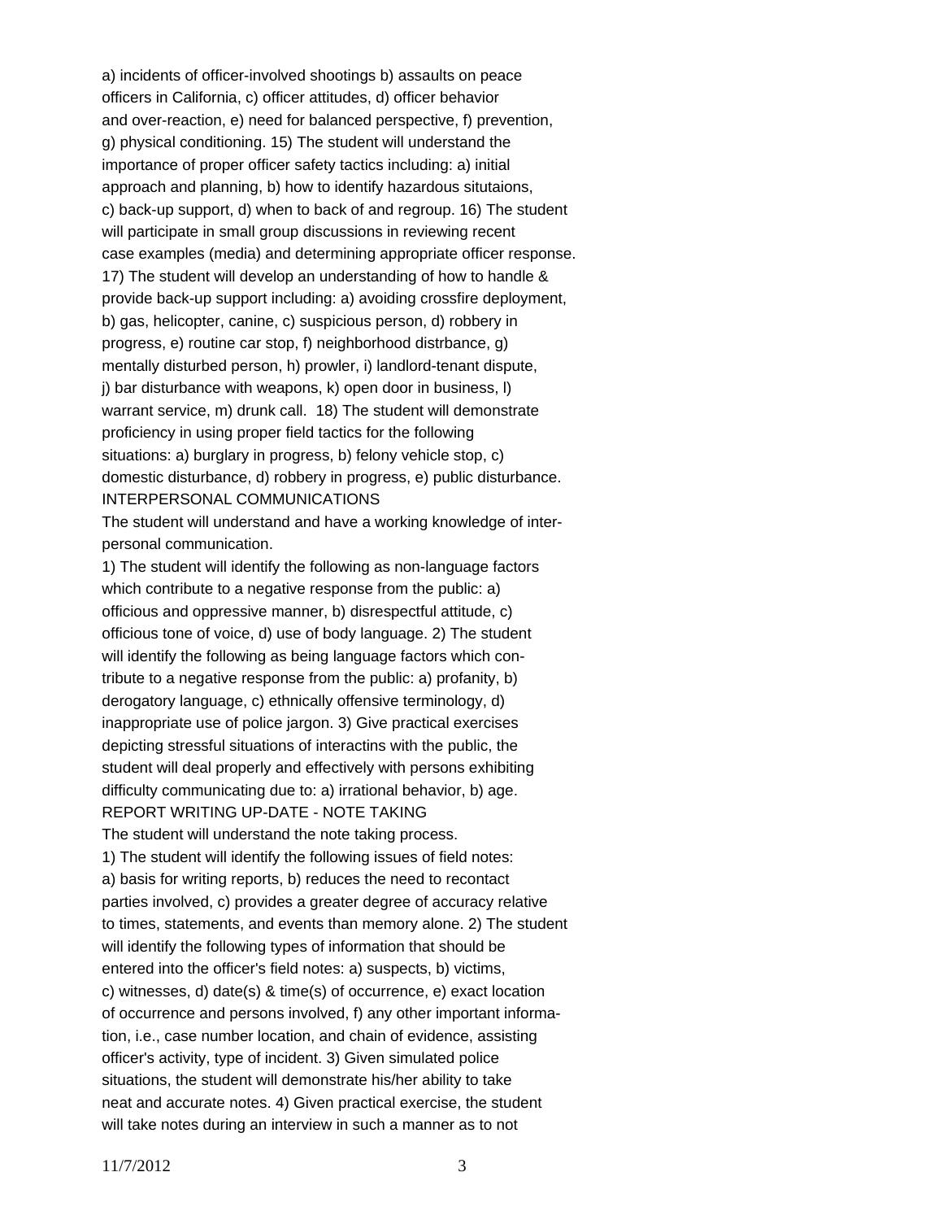a) incidents of officer-involved shootings b) assaults on peace officers in California, c) officer attitudes, d) officer behavior and over-reaction, e) need for balanced perspective, f) prevention, g) physical conditioning. 15) The student will understand the importance of proper officer safety tactics including: a) initial approach and planning, b) how to identify hazardous situtaions, c) back-up support, d) when to back of and regroup. 16) The student will participate in small group discussions in reviewing recent case examples (media) and determining appropriate officer response. 17) The student will develop an understanding of how to handle & provide back-up support including: a) avoiding crossfire deployment, b) gas, helicopter, canine, c) suspicious person, d) robbery in progress, e) routine car stop, f) neighborhood distrbance, g) mentally disturbed person, h) prowler, i) landlord-tenant dispute, j) bar disturbance with weapons, k) open door in business, l) warrant service, m) drunk call. 18) The student will demonstrate proficiency in using proper field tactics for the following situations: a) burglary in progress, b) felony vehicle stop, c) domestic disturbance, d) robbery in progress, e) public disturbance.

INTERPERSONAL COMMUNICATIONS

The student will understand and have a working knowledge of inter-personal communication.

1) The student will identify the following as non-language factors which contribute to a negative response from the public: a) officious and oppressive manner, b) disrespectful attitude, c) officious tone of voice, d) use of body language. 2) The student will identify the following as being language factors which contribute to a negative response from the public: a) profanity, b) derogatory language, c) ethnically offensive terminology, d) inappropriate use of police jargon. 3) Give practical exercises depicting stressful situations of interactins with the public, the student will deal properly and effectively with persons exhibiting difficulty communicating due to: a) irrational behavior, b) age.

REPORT WRITING UP-DATE - NOTE TAKING

The student will understand the note taking process.

1) The student will identify the following issues of field notes: a) basis for writing reports, b) reduces the need to recontact parties involved, c) provides a greater degree of accuracy relative to times, statements, and events than memory alone. 2) The student will identify the following types of information that should be entered into the officer's field notes: a) suspects, b) victims, c) witnesses, d) date(s) & time(s) of occurrence, e) exact location of occurrence and persons involved, f) any other important information, i.e., case number location, and chain of evidence, assisting officer's activity, type of incident. 3) Given simulated police situations, the student will demonstrate his/her ability to take neat and accurate notes. 4) Given practical exercise, the student will take notes during an interview in such a manner as to not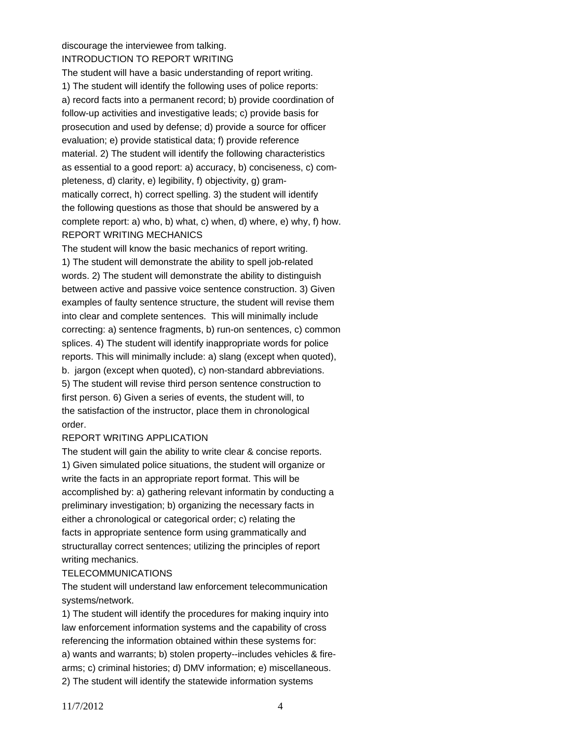discourage the interviewee from talking.

INTRODUCTION TO REPORT WRITING

The student will have a basic understanding of report writing.

1) The student will identify the following uses of police reports: a) record facts into a permanent record; b) provide coordination of follow-up activities and investigative leads; c) provide basis for prosecution and used by defense; d) provide a source for officer evaluation; e) provide statistical data; f) provide reference material. 2) The student will identify the following characteristics as essential to a good report: a) accuracy, b) conciseness, c) completeness, d) clarity, e) legibility, f) objectivity, g) grammatically correct, h) correct spelling. 3) the student will identify the following questions as those that should be answered by a complete report: a) who, b) what, c) when, d) where, e) why, f) how.

REPORT WRITING MECHANICS

The student will know the basic mechanics of report writing.

1) The student will demonstrate the ability to spell job-related words. 2) The student will demonstrate the ability to distinguish between active and passive voice sentence construction. 3) Given examples of faulty sentence structure, the student will revise them into clear and complete sentences. This will minimally include correcting: a) sentence fragments, b) run-on sentences, c) common splices. 4) The student will identify inappropriate words for police reports. This will minimally include: a) slang (except when quoted), b. jargon (except when quoted), c) non-standard abbreviations. 5) The student will revise third person sentence construction to first person. 6) Given a series of events, the student will, to the satisfaction of the instructor, place them in chronological order.

REPORT WRITING APPLICATION

The student will gain the ability to write clear & concise reports.

1) Given simulated police situations, the student will organize or write the facts in an appropriate report format. This will be accomplished by: a) gathering relevant informatin by conducting a preliminary investigation; b) organizing the necessary facts in either a chronological or categorical order; c) relating the facts in appropriate sentence form using grammatically and structurallay correct sentences; utilizing the principles of report writing mechanics.

TELECOMMUNICATIONS

The student will understand law enforcement telecommunication systems/network.

1) The student will identify the procedures for making inquiry into law enforcement information systems and the capability of cross referencing the information obtained within these systems for: a) wants and warrants; b) stolen property--includes vehicles & firearms; c) criminal histories; d) DMV information; e) miscellaneous. 2) The student will identify the statewide information systems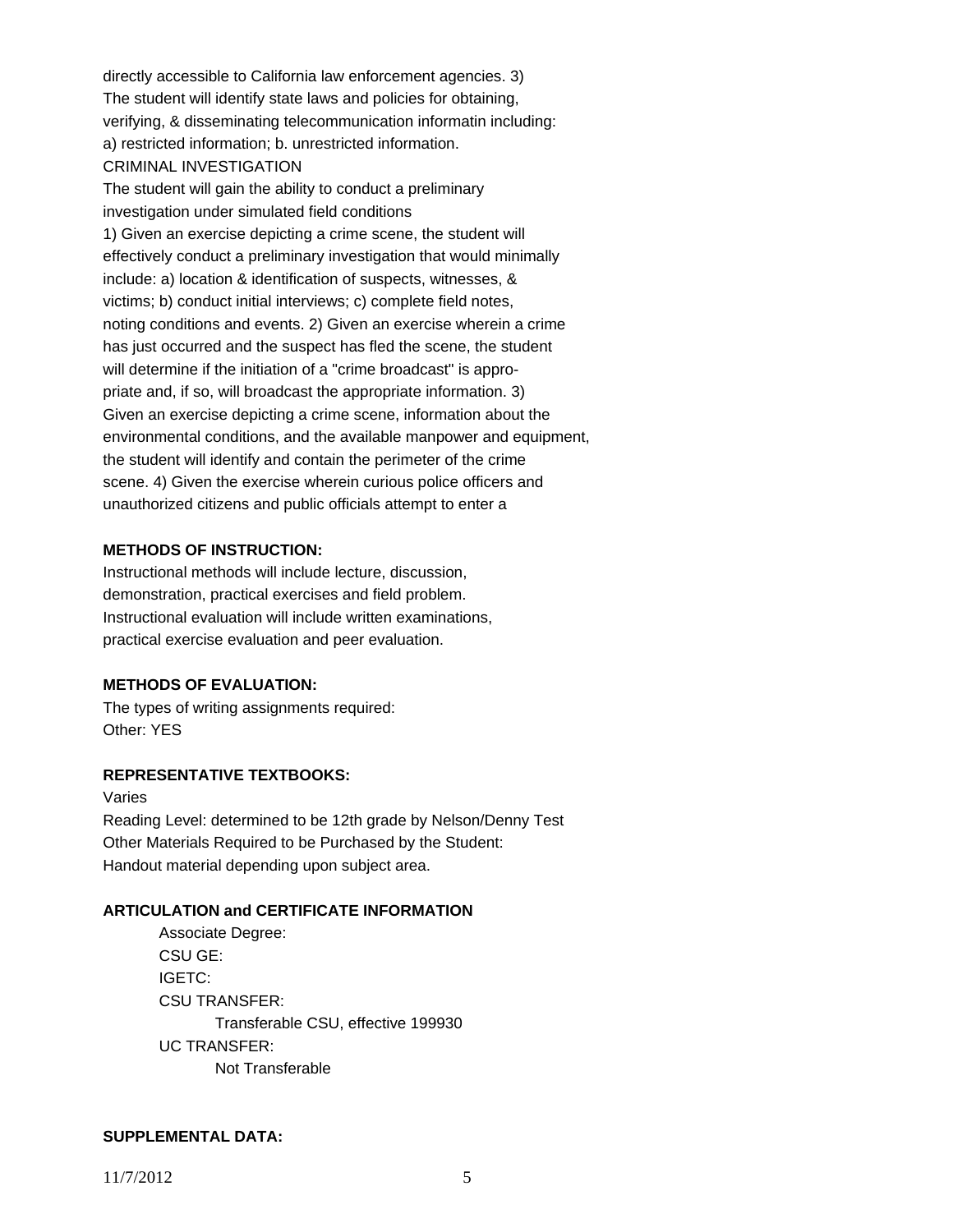directly accessible to California law enforcement agencies. 3) The student will identify state laws and policies for obtaining, verifying, & disseminating telecommunication informatin including: a) restricted information; b. unrestricted information.

CRIMINAL INVESTIGATION

The student will gain the ability to conduct a preliminary investigation under simulated field conditions

1) Given an exercise depicting a crime scene, the student will effectively conduct a preliminary investigation that would minimally include: a) location & identification of suspects, witnesses, & victims; b) conduct initial interviews; c) complete field notes, noting conditions and events. 2) Given an exercise wherein a crime has just occurred and the suspect has fled the scene, the student will determine if the initiation of a "crime broadcast" is appropriate and, if so, will broadcast the appropriate information. 3) Given an exercise depicting a crime scene, information about the environmental conditions, and the available manpower and equipment, the student will identify and contain the perimeter of the crime scene. 4) Given the exercise wherein curious police officers and unauthorized citizens and public officials attempt to enter a

**METHODS OF INSTRUCTION:**

Instructional methods will include lecture, discussion, demonstration, practical exercises and field problem. Instructional evaluation will include written examinations, practical exercise evaluation and peer evaluation.

**METHODS OF EVALUATION:**

The types of writing assignments required:
Other: YES

**REPRESENTATIVE TEXTBOOKS:**

Varies
Reading Level: determined to be 12th grade by Nelson/Denny Test
Other Materials Required to be Purchased by the Student:
Handout material depending upon subject area.

**ARTICULATION and CERTIFICATE INFORMATION**

Associate Degree:
CSU GE:
IGETC:
CSU TRANSFER:
    Transferable CSU, effective 199930
UC TRANSFER:
    Not Transferable

**SUPPLEMENTAL DATA:**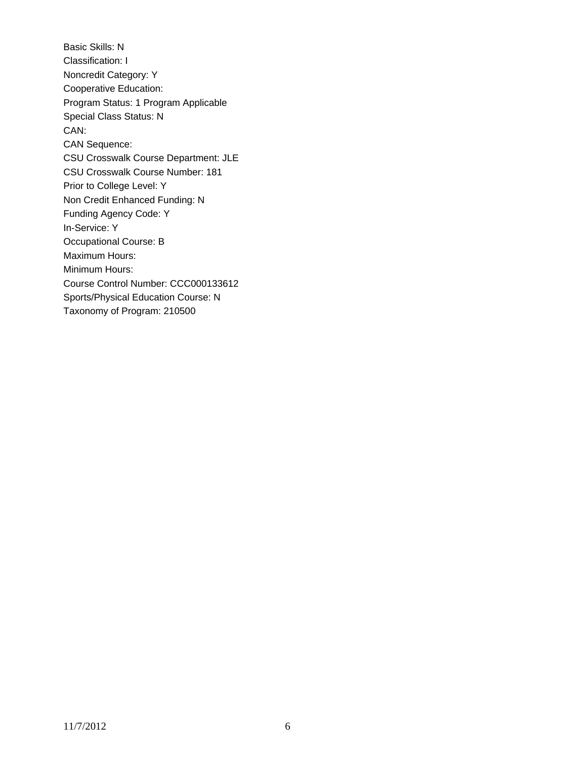Basic Skills: N
Classification: I
Noncredit Category: Y
Cooperative Education:
Program Status: 1 Program Applicable
Special Class Status: N
CAN:
CAN Sequence:
CSU Crosswalk Course Department: JLE
CSU Crosswalk Course Number: 181
Prior to College Level: Y
Non Credit Enhanced Funding: N
Funding Agency Code: Y
In-Service: Y
Occupational Course: B
Maximum Hours:
Minimum Hours:
Course Control Number: CCC000133612
Sports/Physical Education Course: N
Taxonomy of Program: 210500